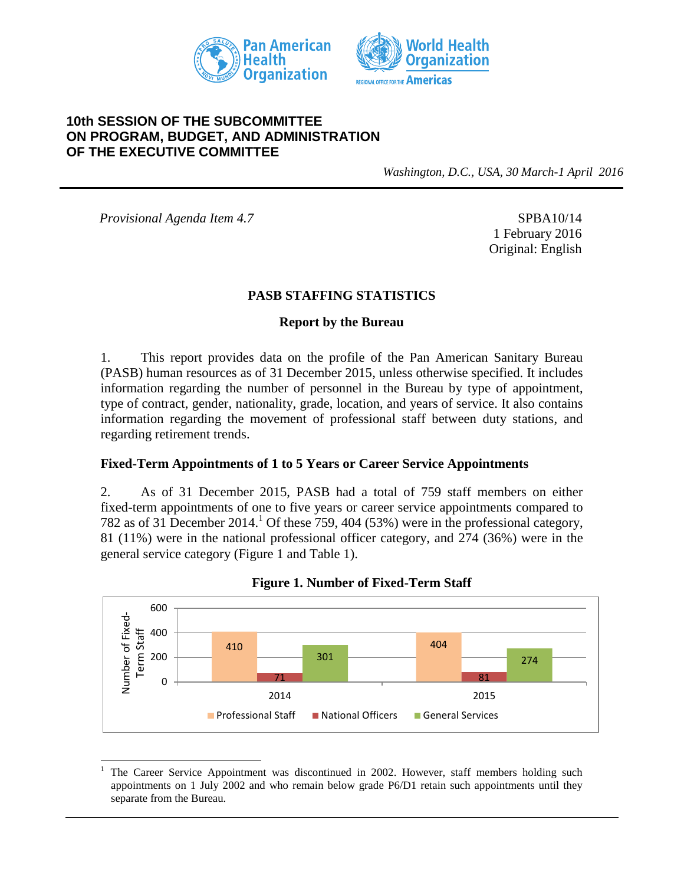# 10th SESSION OF THE SUBCOMMITTEE ON PROGRAM, BUDGET, AND ADMINISTRATION OF THE EXECUTIVE COMMITTEE

*Washington, D.C., USA, 30 March-1 April 2016*

---

*Provisional Agenda Item 4.7*

SPBA10/14
1 February 2016
Original: English

## PASB STAFFING STATISTICS

### Report by the Bureau

1. This report provides data on the profile of the Pan American Sanitary Bureau (PASB) human resources as of 31 December 2015, unless otherwise specified. It includes information regarding the number of personnel in the Bureau by type of appointment, type of contract, gender, nationality, grade, location, and years of service. It also contains information regarding the movement of professional staff between duty stations, and regarding retirement trends.

### Fixed-Term Appointments of 1 to 5 Years or Career Service Appointments

2. As of 31 December 2015, PASB had a total of 759 staff members on either fixed-term appointments of one to five years or career service appointments compared to 782 as of 31 December 2014.[1] Of these 759, 404 (53%) were in the professional category, 81 (11%) were in the national professional officer category, and 274 (36%) were in the general service category (Figure 1 and Table 1).

**Figure 1. Number of Fixed-Term Staff**

| Year | Professional Staff | National Officers | General Services |
|---|---|---|---|
| 2014 | 410 | 71 | 301 |
| 2015 | 404 | 81 | 274 |

---

[1] The Career Service Appointment was discontinued in 2002. However, staff members holding such appointments on 1 July 2002 and who remain below grade P6/D1 retain such appointments until they separate from the Bureau.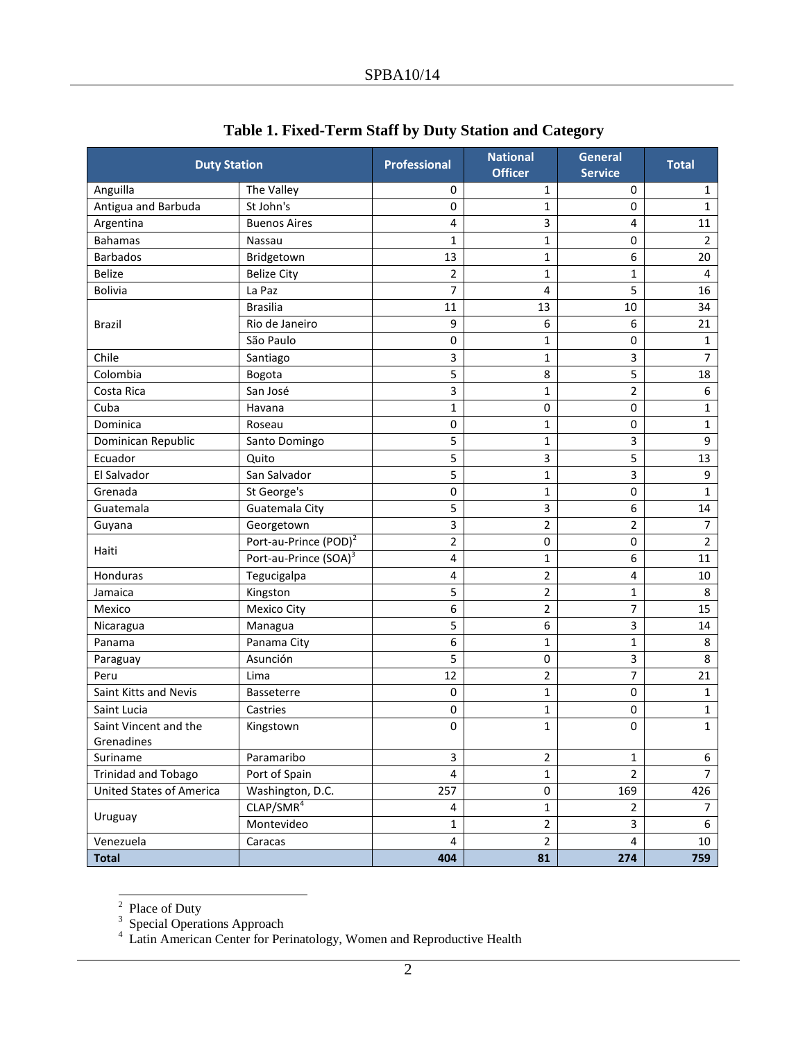**Table 1. Fixed-Term Staff by Duty Station and Category**

| Duty Station | | Professional | National Officer | General Service | Total |
|---|---|---|---|---|---|
| Anguilla | The Valley | 0 | 1 | 0 | 1 |
| Antigua and Barbuda | St John's | 0 | 1 | 0 | 1 |
| Argentina | Buenos Aires | 4 | 3 | 4 | 11 |
| Bahamas | Nassau | 1 | 1 | 0 | 2 |
| Barbados | Bridgetown | 13 | 1 | 6 | 20 |
| Belize | Belize City | 2 | 1 | 1 | 4 |
| Bolivia | La Paz | 7 | 4 | 5 | 16 |
| Brazil | Brasilia | 11 | 13 | 10 | 34 |
| | Rio de Janeiro | 9 | 6 | 6 | 21 |
| | São Paulo | 0 | 1 | 0 | 1 |
| Chile | Santiago | 3 | 1 | 3 | 7 |
| Colombia | Bogota | 5 | 8 | 5 | 18 |
| Costa Rica | San José | 3 | 1 | 2 | 6 |
| Cuba | Havana | 1 | 0 | 0 | 1 |
| Dominica | Roseau | 0 | 1 | 0 | 1 |
| Dominican Republic | Santo Domingo | 5 | 1 | 3 | 9 |
| Ecuador | Quito | 5 | 3 | 5 | 13 |
| El Salvador | San Salvador | 5 | 1 | 3 | 9 |
| Grenada | St George's | 0 | 1 | 0 | 1 |
| Guatemala | Guatemala City | 5 | 3 | 6 | 14 |
| Guyana | Georgetown | 3 | 2 | 2 | 7 |
| Haiti | Port-au-Prince (POD)[2] | 2 | 0 | 0 | 2 |
| | Port-au-Prince (SOA)[3] | 4 | 1 | 6 | 11 |
| Honduras | Tegucigalpa | 4 | 2 | 4 | 10 |
| Jamaica | Kingston | 5 | 2 | 1 | 8 |
| Mexico | Mexico City | 6 | 2 | 7 | 15 |
| Nicaragua | Managua | 5 | 6 | 3 | 14 |
| Panama | Panama City | 6 | 1 | 1 | 8 |
| Paraguay | Asunción | 5 | 0 | 3 | 8 |
| Peru | Lima | 12 | 2 | 7 | 21 |
| Saint Kitts and Nevis | Basseterre | 0 | 1 | 0 | 1 |
| Saint Lucia | Castries | 0 | 1 | 0 | 1 |
| Saint Vincent and the Grenadines | Kingstown | 0 | 1 | 0 | 1 |
| Suriname | Paramaribo | 3 | 2 | 1 | 6 |
| Trinidad and Tobago | Port of Spain | 4 | 1 | 2 | 7 |
| United States of America | Washington, D.C. | 257 | 0 | 169 | 426 |
| Uruguay | CLAP/SMR[4] | 4 | 1 | 2 | 7 |
| | Montevideo | 1 | 2 | 3 | 6 |
| Venezuela | Caracas | 4 | 2 | 4 | 10 |
| **Total** | | **404** | **81** | **274** | **759** |

[2] Place of Duty
[3] Special Operations Approach
[4] Latin American Center for Perinatology, Women and Reproductive Health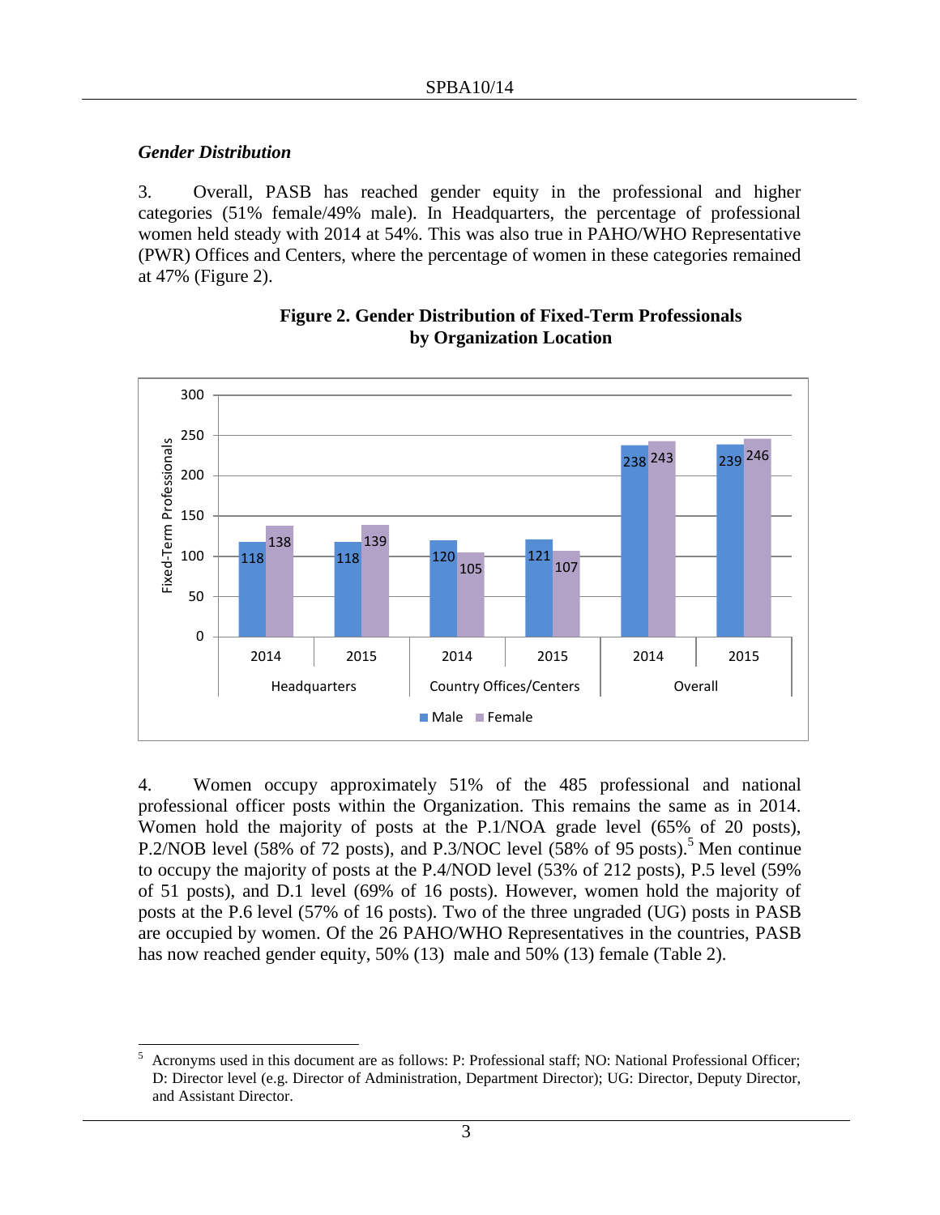### *Gender Distribution*

3. Overall, PASB has reached gender equity in the professional and higher categories (51% female/49% male). In Headquarters, the percentage of professional women held steady with 2014 at 54%. This was also true in PAHO/WHO Representative (PWR) Offices and Centers, where the percentage of women in these categories remained at 47% (Figure 2).

**Figure 2. Gender Distribution of Fixed-Term Professionals by Organization Location**

| Location | Year | Male | Female |
|---|---|---|---|
| Headquarters | 2014 | 118 | 138 |
| Headquarters | 2015 | 118 | 139 |
| Country Offices/Centers | 2014 | 120 | 105 |
| Country Offices/Centers | 2015 | 121 | 107 |
| Overall | 2014 | 238 | 243 |
| Overall | 2015 | 239 | 246 |

4. Women occupy approximately 51% of the 485 professional and national professional officer posts within the Organization. This remains the same as in 2014. Women hold the majority of posts at the P.1/NOA grade level (65% of 20 posts), P.2/NOB level (58% of 72 posts), and P.3/NOC level (58% of 95 posts).[5] Men continue to occupy the majority of posts at the P.4/NOD level (53% of 212 posts), P.5 level (59% of 51 posts), and D.1 level (69% of 16 posts). However, women hold the majority of posts at the P.6 level (57% of 16 posts). Two of the three ungraded (UG) posts in PASB are occupied by women. Of the 26 PAHO/WHO Representatives in the countries, PASB has now reached gender equity, 50% (13) male and 50% (13) female (Table 2).

---

[5] Acronyms used in this document are as follows: P: Professional staff; NO: National Professional Officer; D: Director level (e.g. Director of Administration, Department Director); UG: Director, Deputy Director, and Assistant Director.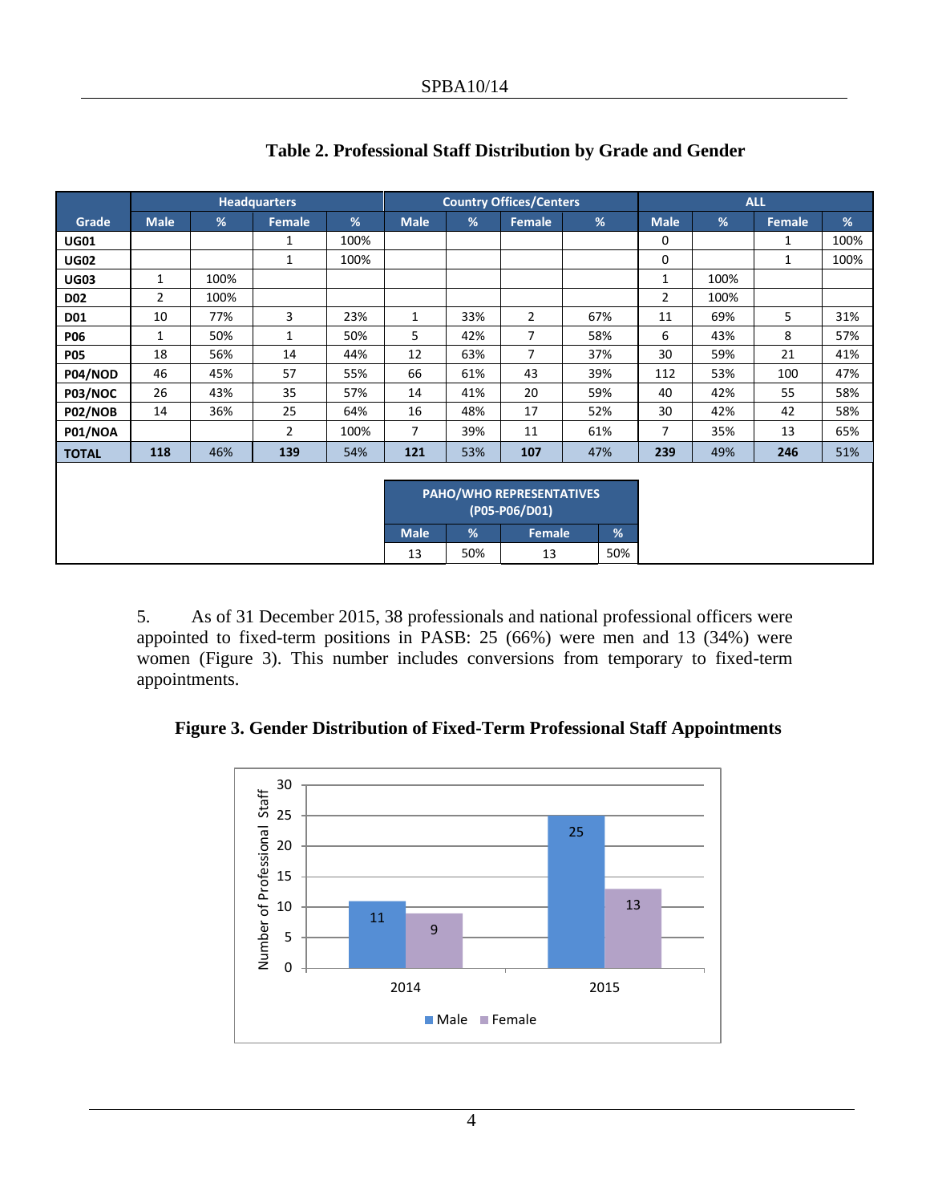## Table 2. Professional Staff Distribution by Grade and Gender

| Grade | Headquarters | | | | Country Offices/Centers | | | | ALL | | | |
|---|---|---|---|---|---|---|---|---|---|---|---|---|
| | Male | % | Female | % | Male | % | Female | % | Male | % | Female | % |
| **UG01** | | | 1 | 100% | | | | | 0 | | 1 | 100% |
| **UG02** | | | 1 | 100% | | | | | 0 | | 1 | 100% |
| **UG03** | 1 | 100% | | | | | | | 1 | 100% | | |
| **D02** | 2 | 100% | | | | | | | 2 | 100% | | |
| **D01** | 10 | 77% | 3 | 23% | 1 | 33% | 2 | 67% | 11 | 69% | 5 | 31% |
| **P06** | 1 | 50% | 1 | 50% | 5 | 42% | 7 | 58% | 6 | 43% | 8 | 57% |
| **P05** | 18 | 56% | 14 | 44% | 12 | 63% | 7 | 37% | 30 | 59% | 21 | 41% |
| **P04/NOD** | 46 | 45% | 57 | 55% | 66 | 61% | 43 | 39% | 112 | 53% | 100 | 47% |
| **P03/NOC** | 26 | 43% | 35 | 57% | 14 | 41% | 20 | 59% | 40 | 42% | 55 | 58% |
| **P02/NOB** | 14 | 36% | 25 | 64% | 16 | 48% | 17 | 52% | 30 | 42% | 42 | 58% |
| **P01/NOA** | | | 2 | 100% | 7 | 39% | 11 | 61% | 7 | 35% | 13 | 65% |
| **TOTAL** | **118** | 46% | **139** | 54% | **121** | 53% | **107** | 47% | **239** | 49% | **246** | 51% |

| PAHO/WHO REPRESENTATIVES (P05-P06/D01) | | | |
|---|---|---|---|
| Male | % | Female | % |
| 13 | 50% | 13 | 50% |

5. As of 31 December 2015, 38 professionals and national professional officers were appointed to fixed-term positions in PASB: 25 (66%) were men and 13 (34%) were women (Figure 3). This number includes conversions from temporary to fixed-term appointments.

**Figure 3. Gender Distribution of Fixed-Term Professional Staff Appointments**

| Year | Male | Female |
|---|---|---|
| 2014 | 11 | 9 |
| 2015 | 25 | 13 |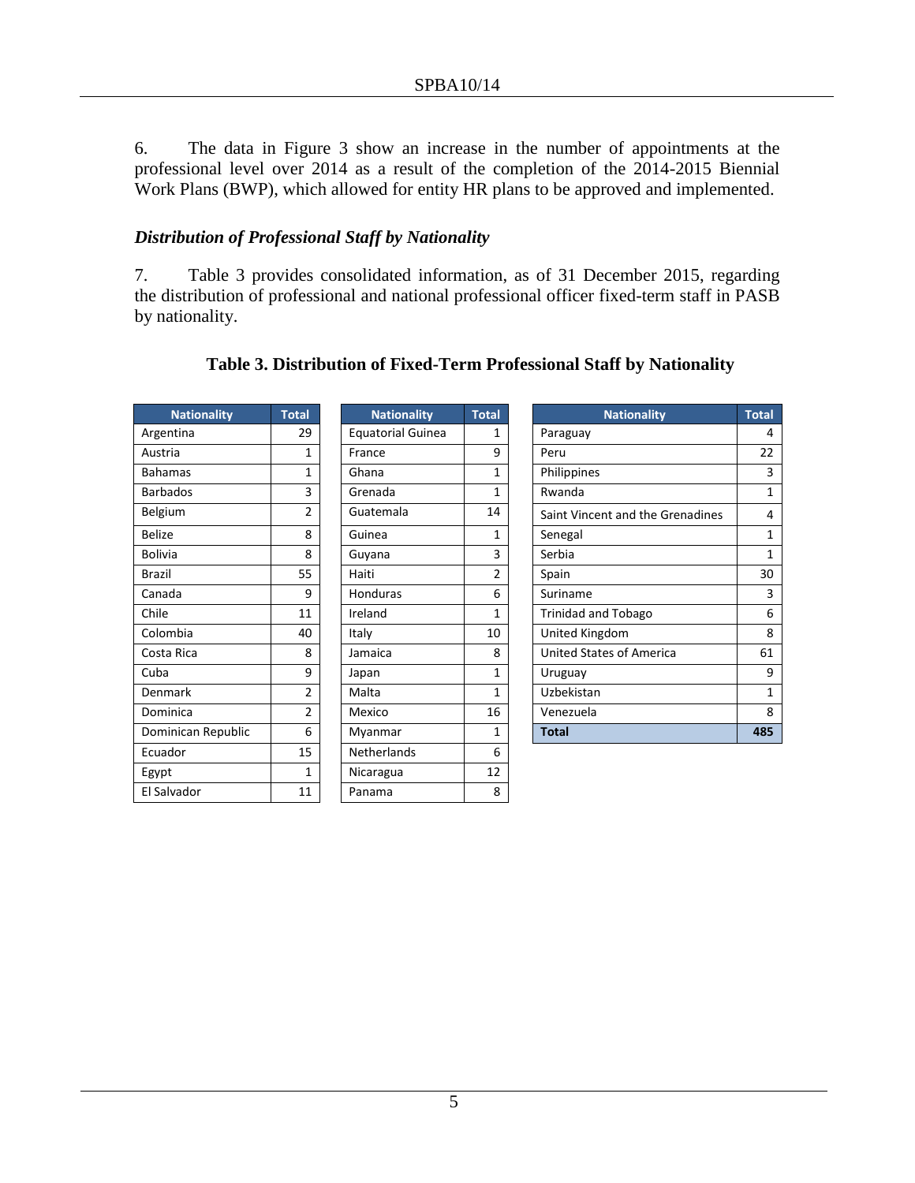6. The data in Figure 3 show an increase in the number of appointments at the professional level over 2014 as a result of the completion of the 2014-2015 Biennial Work Plans (BWP), which allowed for entity HR plans to be approved and implemented.

### *Distribution of Professional Staff by Nationality*

7. Table 3 provides consolidated information, as of 31 December 2015, regarding the distribution of professional and national professional officer fixed-term staff in PASB by nationality.

**Table 3. Distribution of Fixed-Term Professional Staff by Nationality**

| Nationality | Total |
|---|---|
| Argentina | 29 |
| Austria | 1 |
| Bahamas | 1 |
| Barbados | 3 |
| Belgium | 2 |
| Belize | 8 |
| Bolivia | 8 |
| Brazil | 55 |
| Canada | 9 |
| Chile | 11 |
| Colombia | 40 |
| Costa Rica | 8 |
| Cuba | 9 |
| Denmark | 2 |
| Dominica | 2 |
| Dominican Republic | 6 |
| Ecuador | 15 |
| Egypt | 1 |
| El Salvador | 11 |

| Nationality | Total |
|---|---|
| Equatorial Guinea | 1 |
| France | 9 |
| Ghana | 1 |
| Grenada | 1 |
| Guatemala | 14 |
| Guinea | 1 |
| Guyana | 3 |
| Haiti | 2 |
| Honduras | 6 |
| Ireland | 1 |
| Italy | 10 |
| Jamaica | 8 |
| Japan | 1 |
| Malta | 1 |
| Mexico | 16 |
| Myanmar | 1 |
| Netherlands | 6 |
| Nicaragua | 12 |
| Panama | 8 |

| Nationality | Total |
|---|---|
| Paraguay | 4 |
| Peru | 22 |
| Philippines | 3 |
| Rwanda | 1 |
| Saint Vincent and the Grenadines | 4 |
| Senegal | 1 |
| Serbia | 1 |
| Spain | 30 |
| Suriname | 3 |
| Trinidad and Tobago | 6 |
| United Kingdom | 8 |
| United States of America | 61 |
| Uruguay | 9 |
| Uzbekistan | 1 |
| Venezuela | 8 |
| **Total** | **485** |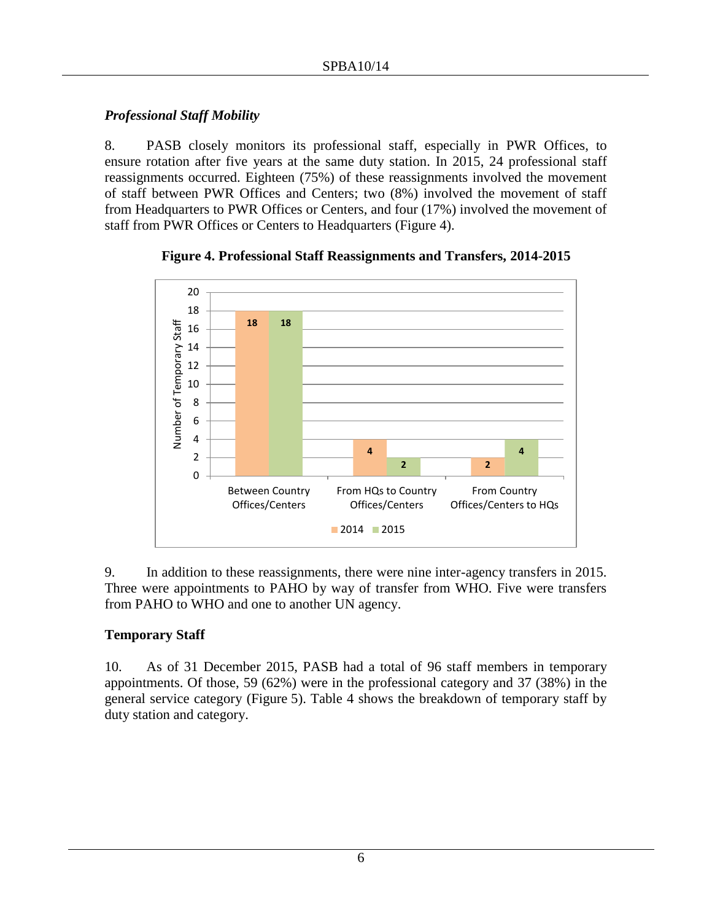### *Professional Staff Mobility*

8. PASB closely monitors its professional staff, especially in PWR Offices, to ensure rotation after five years at the same duty station. In 2015, 24 professional staff reassignments occurred. Eighteen (75%) of these reassignments involved the movement of staff between PWR Offices and Centers; two (8%) involved the movement of staff from Headquarters to PWR Offices or Centers, and four (17%) involved the movement of staff from PWR Offices or Centers to Headquarters (Figure 4).

**Figure 4. Professional Staff Reassignments and Transfers, 2014-2015**

| Number of Temporary Staff | 2014 | 2015 |
|---|---|---|
| Between Country Offices/Centers | 18 | 18 |
| From HQs to Country Offices/Centers | 4 | 2 |
| From Country Offices/Centers to HQs | 2 | 4 |

9. In addition to these reassignments, there were nine inter-agency transfers in 2015. Three were appointments to PAHO by way of transfer from WHO. Five were transfers from PAHO to WHO and one to another UN agency.

### Temporary Staff

10. As of 31 December 2015, PASB had a total of 96 staff members in temporary appointments. Of those, 59 (62%) were in the professional category and 37 (38%) in the general service category (Figure 5). Table 4 shows the breakdown of temporary staff by duty station and category.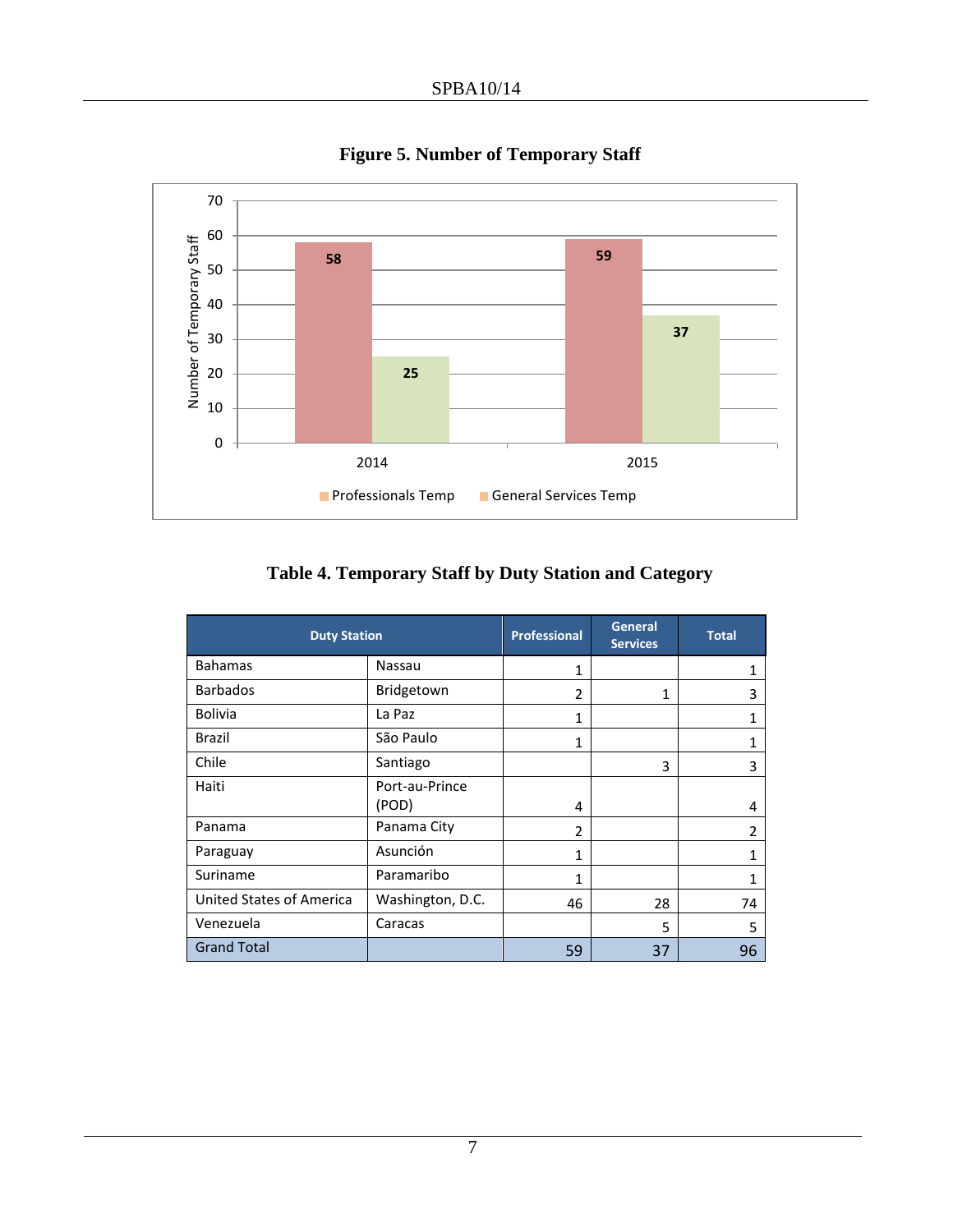**Figure 5. Number of Temporary Staff**

| | 2014 | 2015 |
|---|---|---|
| Professionals Temp | 58 | 59 |
| General Services Temp | 25 | 37 |

**Table 4. Temporary Staff by Duty Station and Category**

| Duty Station | | Professional | General Services | Total |
|---|---|---|---|---|
| Bahamas | Nassau | 1 | | 1 |
| Barbados | Bridgetown | 2 | 1 | 3 |
| Bolivia | La Paz | 1 | | 1 |
| Brazil | São Paulo | 1 | | 1 |
| Chile | Santiago | | 3 | 3 |
| Haiti | Port-au-Prince (POD) | 4 | | 4 |
| Panama | Panama City | 2 | | 2 |
| Paraguay | Asunción | 1 | | 1 |
| Suriname | Paramaribo | 1 | | 1 |
| United States of America | Washington, D.C. | 46 | 28 | 74 |
| Venezuela | Caracas | | 5 | 5 |
| Grand Total | | 59 | 37 | 96 |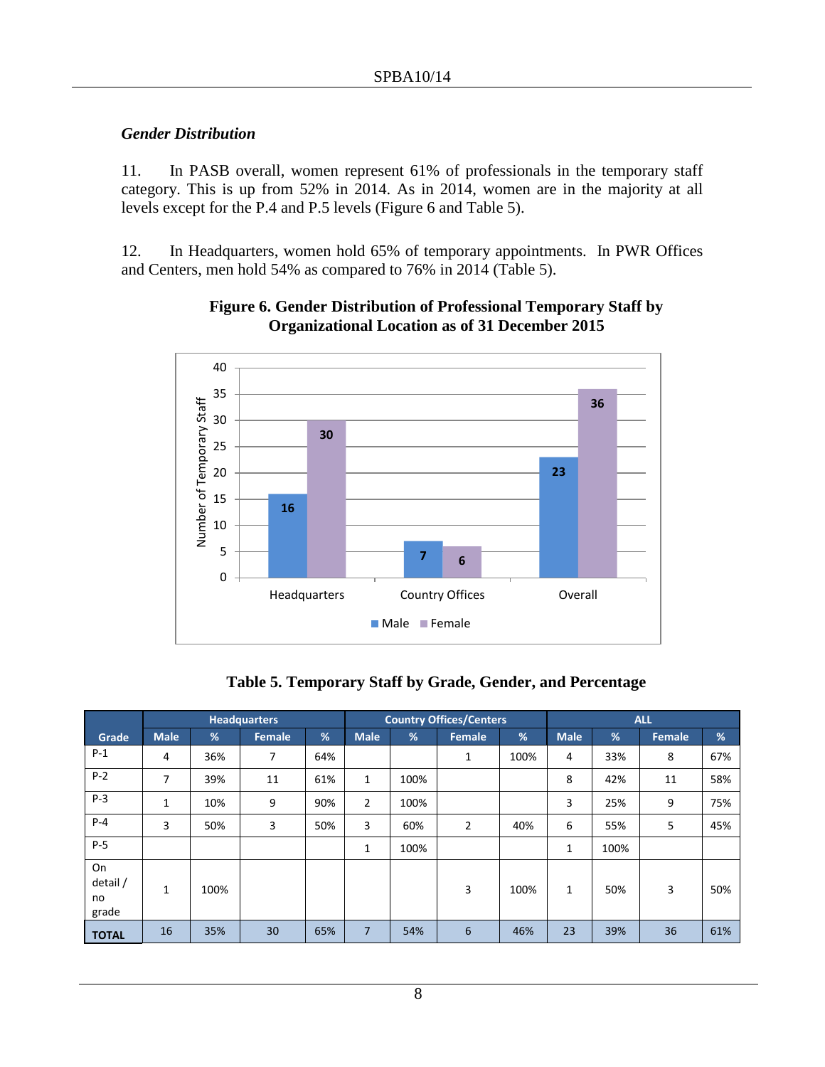### *Gender Distribution*

11. In PASB overall, women represent 61% of professionals in the temporary staff category. This is up from 52% in 2014. As in 2014, women are in the majority at all levels except for the P.4 and P.5 levels (Figure 6 and Table 5).

12. In Headquarters, women hold 65% of temporary appointments. In PWR Offices and Centers, men hold 54% as compared to 76% in 2014 (Table 5).

**Figure 6. Gender Distribution of Professional Temporary Staff by Organizational Location as of 31 December 2015**

| | Male | Female |
|---|---|---|
| Headquarters | 16 | 30 |
| Country Offices | 7 | 6 |
| Overall | 23 | 36 |

**Table 5. Temporary Staff by Grade, Gender, and Percentage**

| | Headquarters | | | | Country Offices/Centers | | | | ALL | | | |
|---|---|---|---|---|---|---|---|---|---|---|---|---|
| Grade | Male | % | Female | % | Male | % | Female | % | Male | % | Female | % |
| P-1 | 4 | 36% | 7 | 64% | | | 1 | 100% | 4 | 33% | 8 | 67% |
| P-2 | 7 | 39% | 11 | 61% | 1 | 100% | | | 8 | 42% | 11 | 58% |
| P-3 | 1 | 10% | 9 | 90% | 2 | 100% | | | 3 | 25% | 9 | 75% |
| P-4 | 3 | 50% | 3 | 50% | 3 | 60% | 2 | 40% | 6 | 55% | 5 | 45% |
| P-5 | | | | | 1 | 100% | | | 1 | 100% | | |
| On detail / no grade | 1 | 100% | | | | | 3 | 100% | 1 | 50% | 3 | 50% |
| **TOTAL** | 16 | 35% | 30 | 65% | 7 | 54% | 6 | 46% | 23 | 39% | 36 | 61% |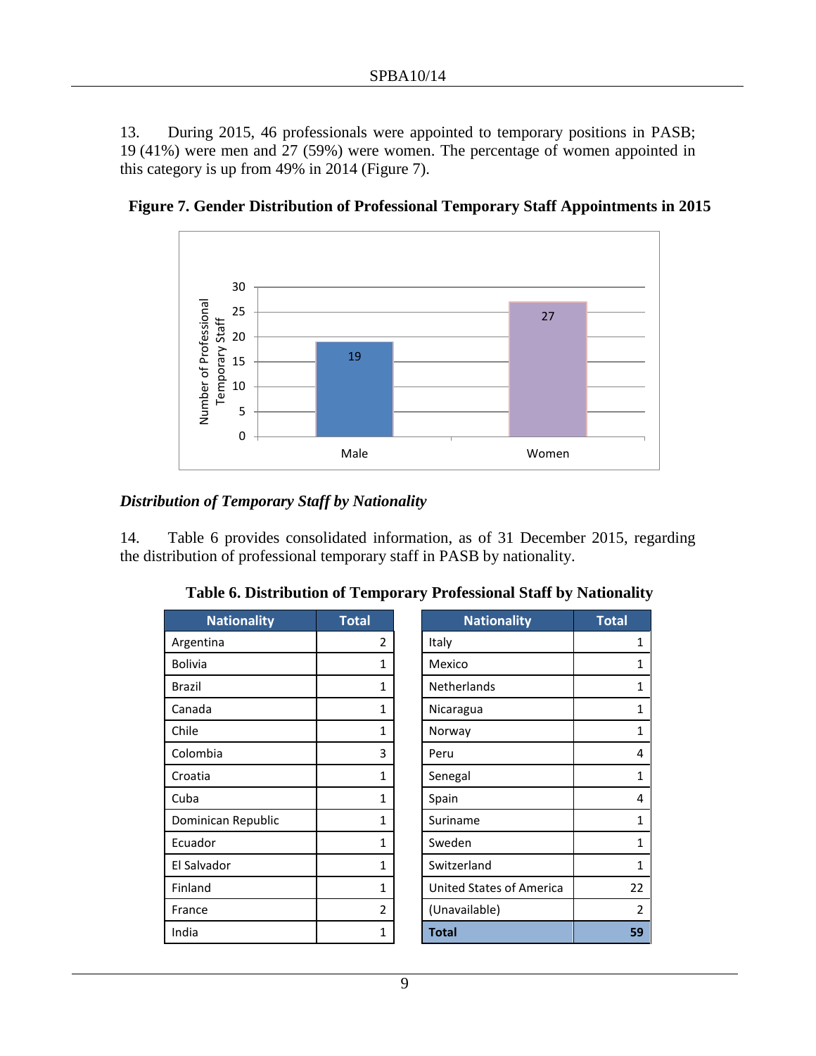13. During 2015, 46 professionals were appointed to temporary positions in PASB; 19 (41%) were men and 27 (59%) were women. The percentage of women appointed in this category is up from 49% in 2014 (Figure 7).

**Figure 7. Gender Distribution of Professional Temporary Staff Appointments in 2015**

| | Number of Professional Temporary Staff |
|---|---|
| Male | 19 |
| Women | 27 |

### *Distribution of Temporary Staff by Nationality*

14. Table 6 provides consolidated information, as of 31 December 2015, regarding the distribution of professional temporary staff in PASB by nationality.

**Table 6. Distribution of Temporary Professional Staff by Nationality**

| Nationality | Total | Nationality | Total |
|---|---|---|---|
| Argentina | 2 | Italy | 1 |
| Bolivia | 1 | Mexico | 1 |
| Brazil | 1 | Netherlands | 1 |
| Canada | 1 | Nicaragua | 1 |
| Chile | 1 | Norway | 1 |
| Colombia | 3 | Peru | 4 |
| Croatia | 1 | Senegal | 1 |
| Cuba | 1 | Spain | 4 |
| Dominican Republic | 1 | Suriname | 1 |
| Ecuador | 1 | Sweden | 1 |
| El Salvador | 1 | Switzerland | 1 |
| Finland | 1 | United States of America | 22 |
| France | 2 | (Unavailable) | 2 |
| India | 1 | **Total** | **59** |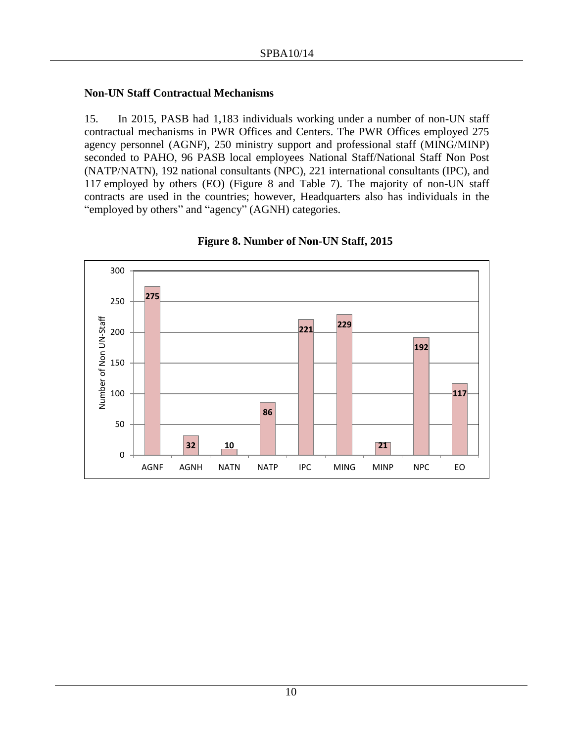### Non-UN Staff Contractual Mechanisms

15. In 2015, PASB had 1,183 individuals working under a number of non-UN staff contractual mechanisms in PWR Offices and Centers. The PWR Offices employed 275 agency personnel (AGNF), 250 ministry support and professional staff (MING/MINP) seconded to PAHO, 96 PASB local employees National Staff/National Staff Non Post (NATP/NATN), 192 national consultants (NPC), 221 international consultants (IPC), and 117 employed by others (EO) (Figure 8 and Table 7). The majority of non-UN staff contracts are used in the countries; however, Headquarters also has individuals in the "employed by others" and "agency" (AGNH) categories.

**Figure 8. Number of Non-UN Staff, 2015**

| Category | Number of Non UN-Staff |
|---|---|
| AGNF | 275 |
| AGNH | 32 |
| NATN | 10 |
| NATP | 86 |
| IPC | 221 |
| MING | 229 |
| MINP | 21 |
| NPC | 192 |
| EO | 117 |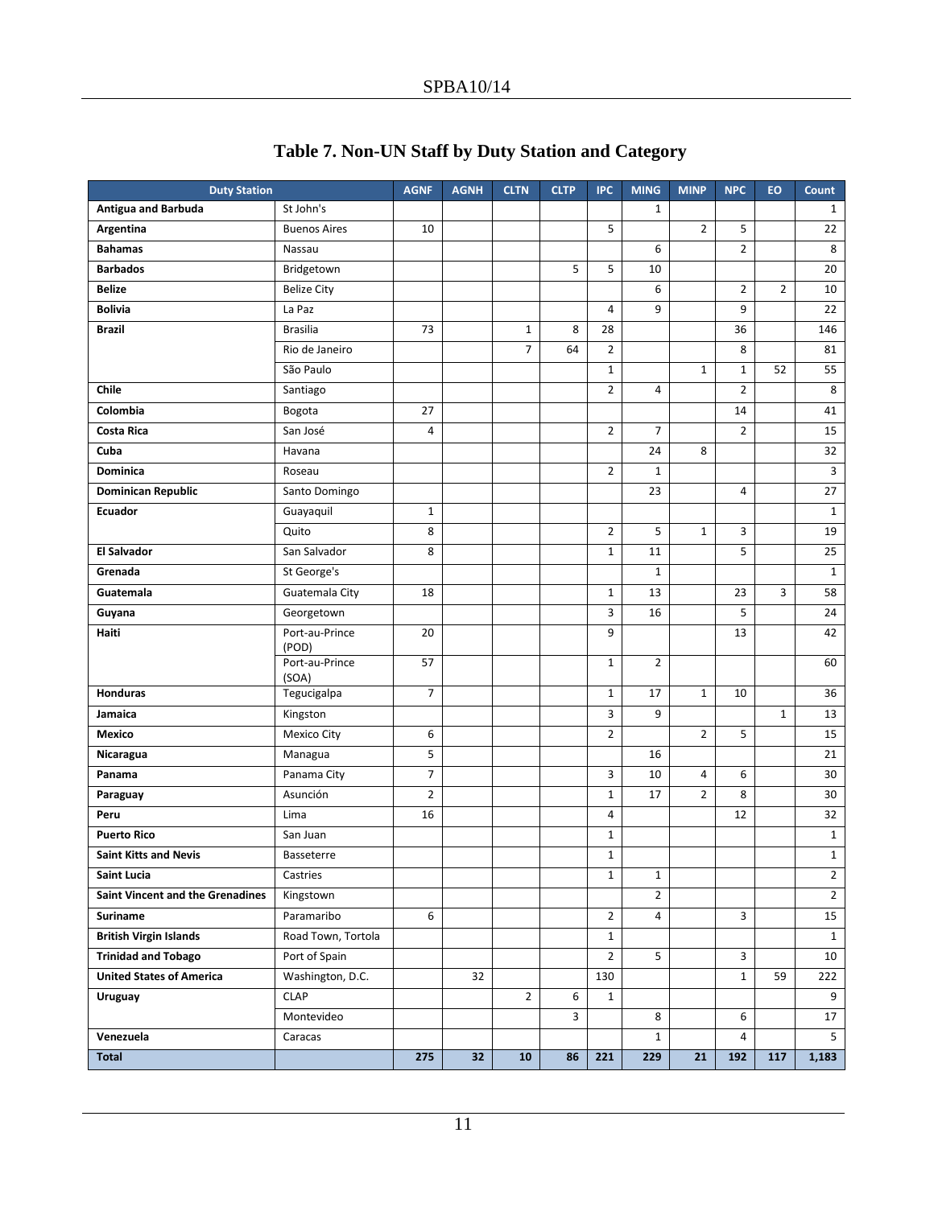# Table 7. Non-UN Staff by Duty Station and Category

| Duty Station | | AGNF | AGNH | CLTN | CLTP | IPC | MING | MINP | NPC | EO | Count |
|---|---|---|---|---|---|---|---|---|---|---|---|
| **Antigua and Barbuda** | St John's | | | | | | 1 | | | | 1 |
| **Argentina** | Buenos Aires | 10 | | | | 5 | | 2 | 5 | | 22 |
| **Bahamas** | Nassau | | | | | | 6 | | 2 | | 8 |
| **Barbados** | Bridgetown | | | | 5 | 5 | 10 | | | | 20 |
| **Belize** | Belize City | | | | | | 6 | | 2 | 2 | 10 |
| **Bolivia** | La Paz | | | | | 4 | 9 | | 9 | | 22 |
| **Brazil** | Brasilia | 73 | | 1 | 8 | 28 | | | 36 | | 146 |
| | Rio de Janeiro | | | 7 | 64 | 2 | | | 8 | | 81 |
| | São Paulo | | | | | 1 | | 1 | 1 | 52 | 55 |
| **Chile** | Santiago | | | | | 2 | 4 | | 2 | | 8 |
| **Colombia** | Bogota | 27 | | | | | | | 14 | | 41 |
| **Costa Rica** | San José | 4 | | | | 2 | 7 | | 2 | | 15 |
| **Cuba** | Havana | | | | | | 24 | 8 | | | 32 |
| **Dominica** | Roseau | | | | | 2 | 1 | | | | 3 |
| **Dominican Republic** | Santo Domingo | | | | | | 23 | | 4 | | 27 |
| **Ecuador** | Guayaquil | 1 | | | | | | | | | 1 |
| | Quito | 8 | | | | 2 | 5 | 1 | 3 | | 19 |
| **El Salvador** | San Salvador | 8 | | | | 1 | 11 | | 5 | | 25 |
| **Grenada** | St George's | | | | | | 1 | | | | 1 |
| **Guatemala** | Guatemala City | 18 | | | | 1 | 13 | | 23 | 3 | 58 |
| **Guyana** | Georgetown | | | | | 3 | 16 | | 5 | | 24 |
| **Haiti** | Port-au-Prince (POD) | 20 | | | | 9 | | | 13 | | 42 |
| | Port-au-Prince (SOA) | 57 | | | | 1 | 2 | | | | 60 |
| **Honduras** | Tegucigalpa | 7 | | | | 1 | 17 | 1 | 10 | | 36 |
| **Jamaica** | Kingston | | | | | 3 | 9 | | | 1 | 13 |
| **Mexico** | Mexico City | 6 | | | | 2 | | 2 | 5 | | 15 |
| **Nicaragua** | Managua | 5 | | | | | 16 | | | | 21 |
| **Panama** | Panama City | 7 | | | | 3 | 10 | 4 | 6 | | 30 |
| **Paraguay** | Asunción | 2 | | | | 1 | 17 | 2 | 8 | | 30 |
| **Peru** | Lima | 16 | | | | 4 | | | 12 | | 32 |
| **Puerto Rico** | San Juan | | | | | 1 | | | | | 1 |
| **Saint Kitts and Nevis** | Basseterre | | | | | 1 | | | | | 1 |
| **Saint Lucia** | Castries | | | | | 1 | 1 | | | | 2 |
| **Saint Vincent and the Grenadines** | Kingstown | | | | | | 2 | | | | 2 |
| **Suriname** | Paramaribo | 6 | | | | 2 | 4 | | 3 | | 15 |
| **British Virgin Islands** | Road Town, Tortola | | | | | 1 | | | | | 1 |
| **Trinidad and Tobago** | Port of Spain | | | | | 2 | 5 | | 3 | | 10 |
| **United States of America** | Washington, D.C. | | 32 | | | 130 | | | 1 | 59 | 222 |
| **Uruguay** | CLAP | | | 2 | 6 | 1 | | | | | 9 |
| | Montevideo | | | | 3 | | 8 | | 6 | | 17 |
| **Venezuela** | Caracas | | | | | | 1 | | 4 | | 5 |
| **Total** | | **275** | **32** | **10** | **86** | **221** | **229** | **21** | **192** | **117** | **1,183** |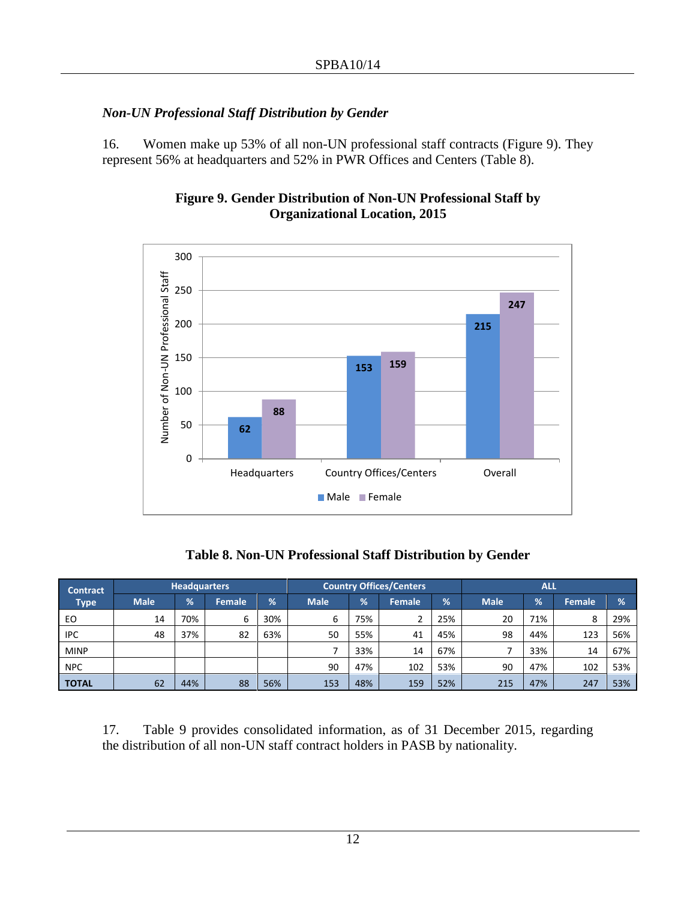*Non-UN Professional Staff Distribution by Gender*

16. Women make up 53% of all non-UN professional staff contracts (Figure 9). They represent 56% at headquarters and 52% in PWR Offices and Centers (Table 8).

**Figure 9. Gender Distribution of Non-UN Professional Staff by Organizational Location, 2015**

**Table 8. Non-UN Professional Staff Distribution by Gender**

| Contract Type | Headquarters | | | | Country Offices/Centers | | | | ALL | | | |
|---|---|---|---|---|---|---|---|---|---|---|---|---|
| | Male | % | Female | % | Male | % | Female | % | Male | % | Female | % |
| EO | 14 | 70% | 6 | 30% | 6 | 75% | 2 | 25% | 20 | 71% | 8 | 29% |
| IPC | 48 | 37% | 82 | 63% | 50 | 55% | 41 | 45% | 98 | 44% | 123 | 56% |
| MINP | | | | | 7 | 33% | 14 | 67% | 7 | 33% | 14 | 67% |
| NPC | | | | | 90 | 47% | 102 | 53% | 90 | 47% | 102 | 53% |
| **TOTAL** | 62 | 44% | 88 | 56% | 153 | 48% | 159 | 52% | 215 | 47% | 247 | 53% |

17. Table 9 provides consolidated information, as of 31 December 2015, regarding the distribution of all non-UN staff contract holders in PASB by nationality.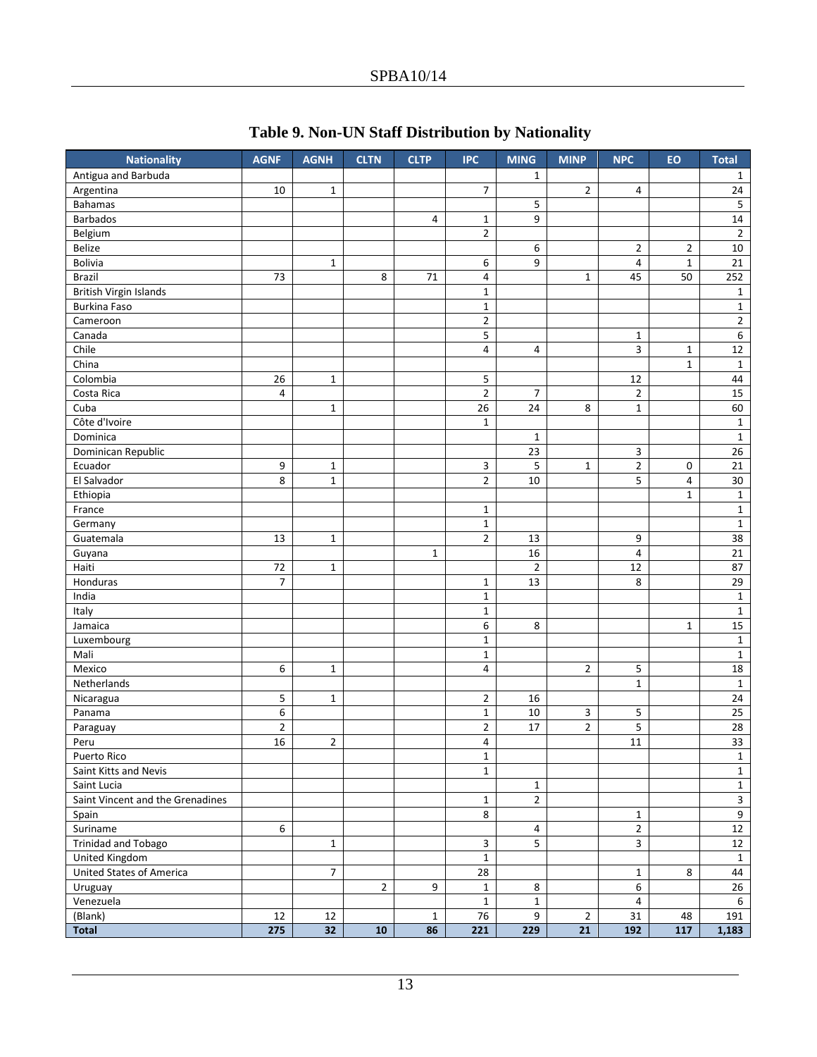# Table 9. Non-UN Staff Distribution by Nationality

| Nationality | AGNF | AGNH | CLTN | CLTP | IPC | MING | MINP | NPC | EO | Total |
|---|---|---|---|---|---|---|---|---|---|---|
| Antigua and Barbuda | | | | | | 1 | | | | 1 |
| Argentina | 10 | 1 | | | 7 | | 2 | 4 | | 24 |
| Bahamas | | | | | | 5 | | | | 5 |
| Barbados | | | | 4 | 1 | 9 | | | | 14 |
| Belgium | | | | | 2 | | | | | 2 |
| Belize | | | | | | 6 | | 2 | 2 | 10 |
| Bolivia | | 1 | | | 6 | 9 | | 4 | 1 | 21 |
| Brazil | 73 | | 8 | 71 | 4 | | 1 | 45 | 50 | 252 |
| British Virgin Islands | | | | | 1 | | | | | 1 |
| Burkina Faso | | | | | 1 | | | | | 1 |
| Cameroon | | | | | 2 | | | | | 2 |
| Canada | | | | | 5 | | | 1 | | 6 |
| Chile | | | | | 4 | 4 | | 3 | 1 | 12 |
| China | | | | | | | | | 1 | 1 |
| Colombia | 26 | 1 | | | 5 | | | 12 | | 44 |
| Costa Rica | 4 | | | | 2 | 7 | | 2 | | 15 |
| Cuba | | 1 | | | 26 | 24 | 8 | 1 | | 60 |
| Côte d'Ivoire | | | | | 1 | | | | | 1 |
| Dominica | | | | | | 1 | | | | 1 |
| Dominican Republic | | | | | | 23 | | 3 | | 26 |
| Ecuador | 9 | 1 | | | 3 | 5 | 1 | 2 | 0 | 21 |
| El Salvador | 8 | 1 | | | 2 | 10 | | 5 | 4 | 30 |
| Ethiopia | | | | | | | | | 1 | 1 |
| France | | | | | 1 | | | | | 1 |
| Germany | | | | | 1 | | | | | 1 |
| Guatemala | 13 | 1 | | | 2 | 13 | | 9 | | 38 |
| Guyana | | | | 1 | | 16 | | 4 | | 21 |
| Haiti | 72 | 1 | | | | 2 | | 12 | | 87 |
| Honduras | 7 | | | | 1 | 13 | | 8 | | 29 |
| India | | | | | 1 | | | | | 1 |
| Italy | | | | | 1 | | | | | 1 |
| Jamaica | | | | | 6 | 8 | | | 1 | 15 |
| Luxembourg | | | | | 1 | | | | | 1 |
| Mali | | | | | 1 | | | | | 1 |
| Mexico | 6 | 1 | | | 4 | | 2 | 5 | | 18 |
| Netherlands | | | | | | | | 1 | | 1 |
| Nicaragua | 5 | 1 | | | 2 | 16 | | | | 24 |
| Panama | 6 | | | | 1 | 10 | 3 | 5 | | 25 |
| Paraguay | 2 | | | | 2 | 17 | 2 | 5 | | 28 |
| Peru | 16 | 2 | | | 4 | | | 11 | | 33 |
| Puerto Rico | | | | | 1 | | | | | 1 |
| Saint Kitts and Nevis | | | | | 1 | | | | | 1 |
| Saint Lucia | | | | | | 1 | | | | 1 |
| Saint Vincent and the Grenadines | | | | | 1 | 2 | | | | 3 |
| Spain | | | | | 8 | | | 1 | | 9 |
| Suriname | 6 | | | | | 4 | | 2 | | 12 |
| Trinidad and Tobago | | 1 | | | 3 | 5 | | 3 | | 12 |
| United Kingdom | | | | | 1 | | | | | 1 |
| United States of America | | 7 | | | 28 | | | 1 | 8 | 44 |
| Uruguay | | | 2 | 9 | 1 | 8 | | 6 | | 26 |
| Venezuela | | | | | 1 | 1 | | 4 | | 6 |
| (Blank) | 12 | 12 | | 1 | 76 | 9 | 2 | 31 | 48 | 191 |
| **Total** | **275** | **32** | **10** | **86** | **221** | **229** | **21** | **192** | **117** | **1,183** |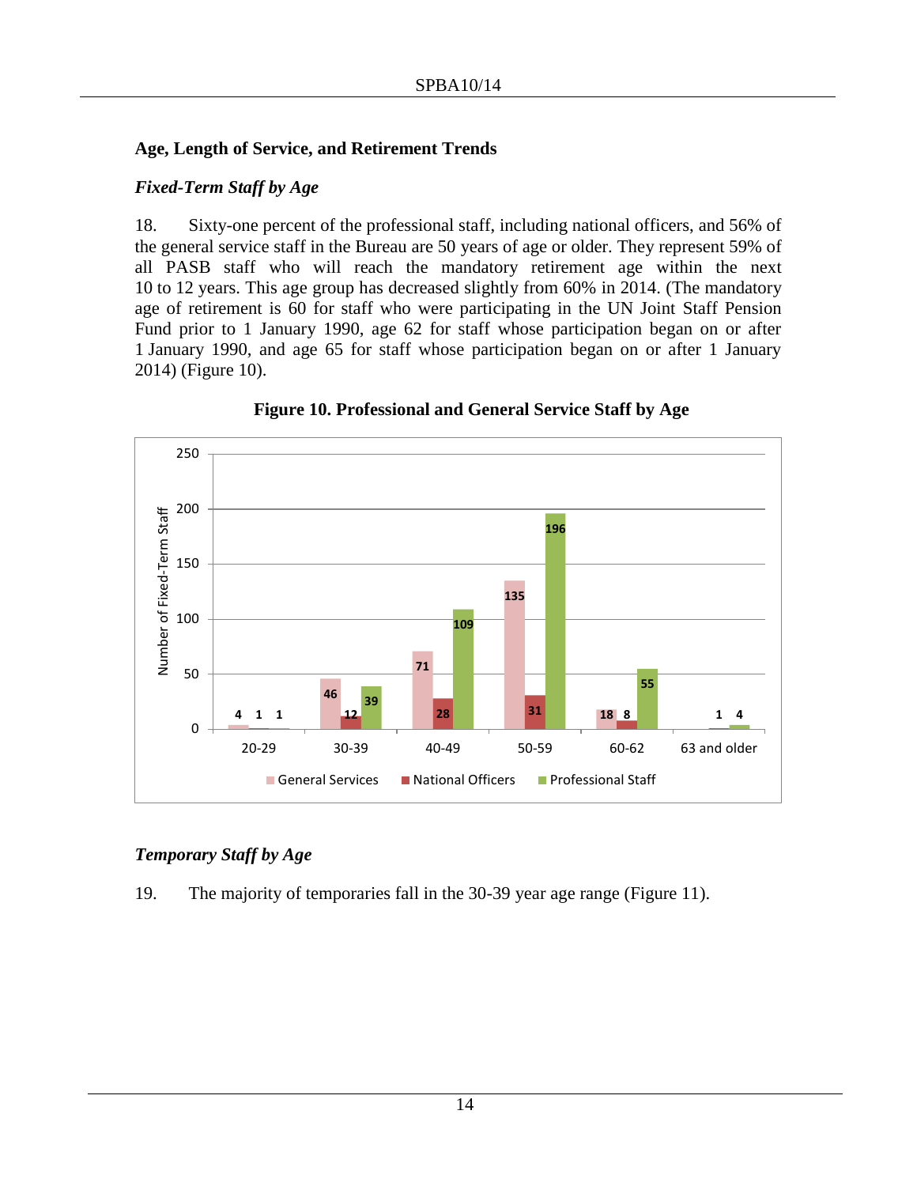## Age, Length of Service, and Retirement Trends

### *Fixed-Term Staff by Age*

18. Sixty-one percent of the professional staff, including national officers, and 56% of the general service staff in the Bureau are 50 years of age or older. They represent 59% of all PASB staff who will reach the mandatory retirement age within the next 10 to 12 years. This age group has decreased slightly from 60% in 2014. (The mandatory age of retirement is 60 for staff who were participating in the UN Joint Staff Pension Fund prior to 1 January 1990, age 62 for staff whose participation began on or after 1 January 1990, and age 65 for staff whose participation began on or after 1 January 2014) (Figure 10).

**Figure 10. Professional and General Service Staff by Age**

| Age | General Services | National Officers | Professional Staff |
|---|---|---|---|
| 20-29 | 4 | 1 | 1 |
| 30-39 | 46 | 12 | 39 |
| 40-49 | 71 | 28 | 109 |
| 50-59 | 135 | 31 | 196 |
| 60-62 | 18 | 8 | 55 |
| 63 and older | | 1 | 4 |

### *Temporary Staff by Age*

19. The majority of temporaries fall in the 30-39 year age range (Figure 11).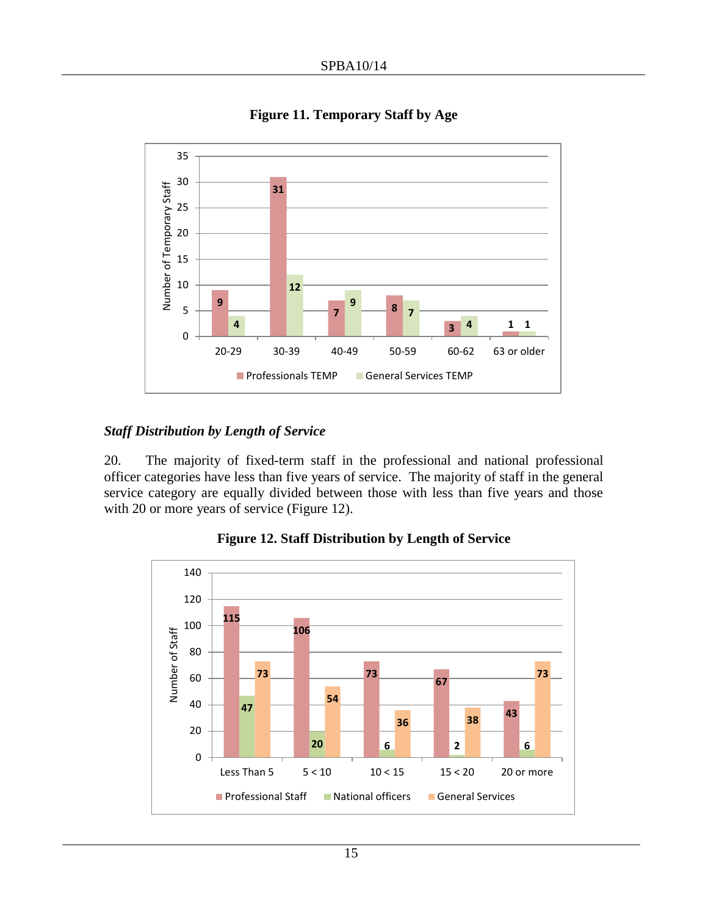**Figure 11. Temporary Staff by Age**

| Age | Professionals TEMP | General Services TEMP |
|---|---|---|
| 20-29 | 9 | 4 |
| 30-39 | 31 | 12 |
| 40-49 | 7 | 9 |
| 50-59 | 8 | 7 |
| 60-62 | 3 | 4 |
| 63 or older | 1 | 1 |

### *Staff Distribution by Length of Service*

20. The majority of fixed-term staff in the professional and national professional officer categories have less than five years of service. The majority of staff in the general service category are equally divided between those with less than five years and those with 20 or more years of service (Figure 12).

**Figure 12. Staff Distribution by Length of Service**

| Length of Service | Professional Staff | National officers | General Services |
|---|---|---|---|
| Less Than 5 | 115 | 47 | 73 |
| 5 < 10 | 106 | 20 | 54 |
| 10 < 15 | 73 | 6 | 36 |
| 15 < 20 | 67 | 2 | 38 |
| 20 or more | 43 | 6 | 73 |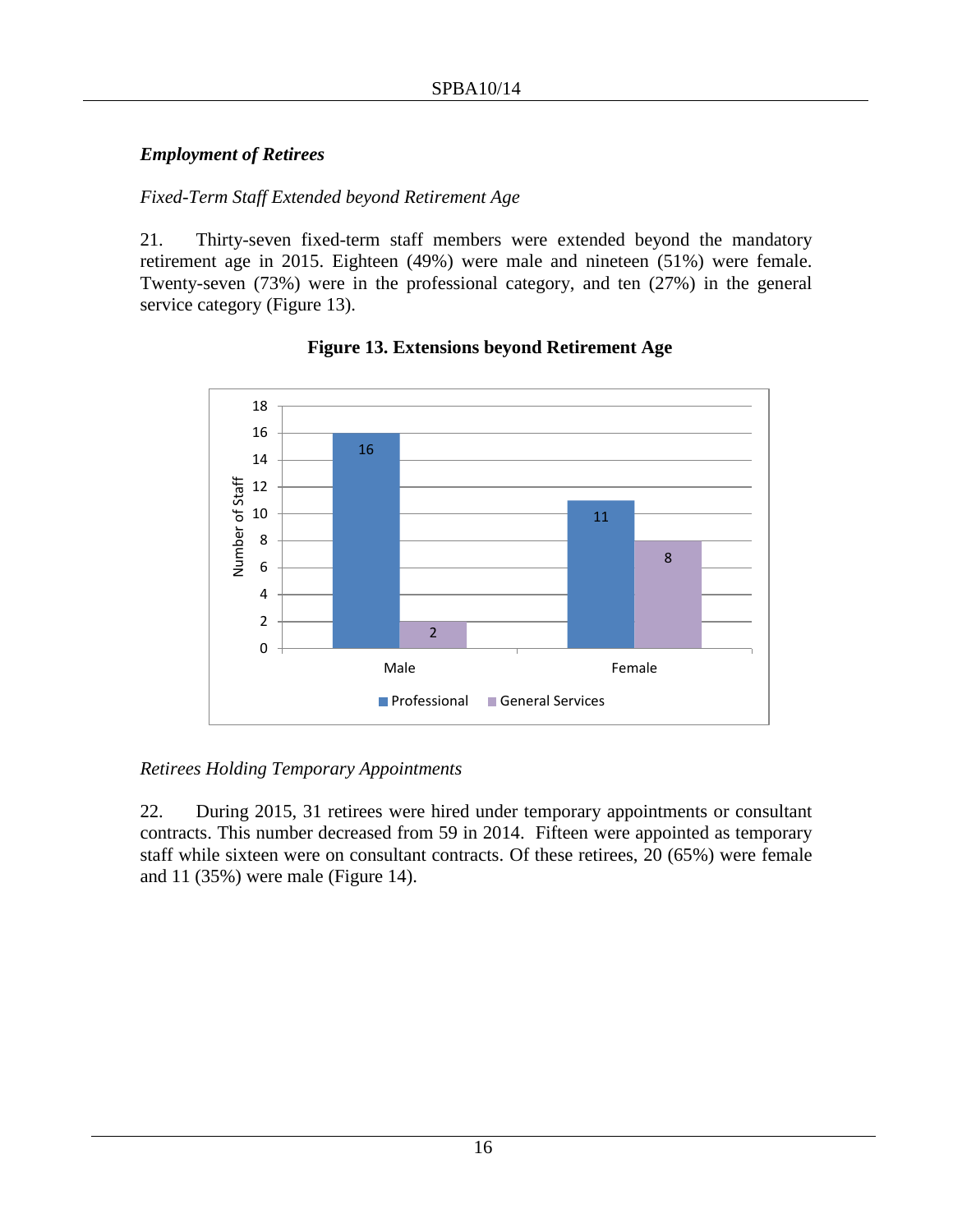***Employment of Retirees***

*Fixed-Term Staff Extended beyond Retirement Age*

21. Thirty-seven fixed-term staff members were extended beyond the mandatory retirement age in 2015. Eighteen (49%) were male and nineteen (51%) were female. Twenty-seven (73%) were in the professional category, and ten (27%) in the general service category (Figure 13).

**Figure 13. Extensions beyond Retirement Age**

| | Professional | General Services |
|---|---|---|
| Male | 16 | 2 |
| Female | 11 | 8 |

*Retirees Holding Temporary Appointments*

22. During 2015, 31 retirees were hired under temporary appointments or consultant contracts. This number decreased from 59 in 2014. Fifteen were appointed as temporary staff while sixteen were on consultant contracts. Of these retirees, 20 (65%) were female and 11 (35%) were male (Figure 14).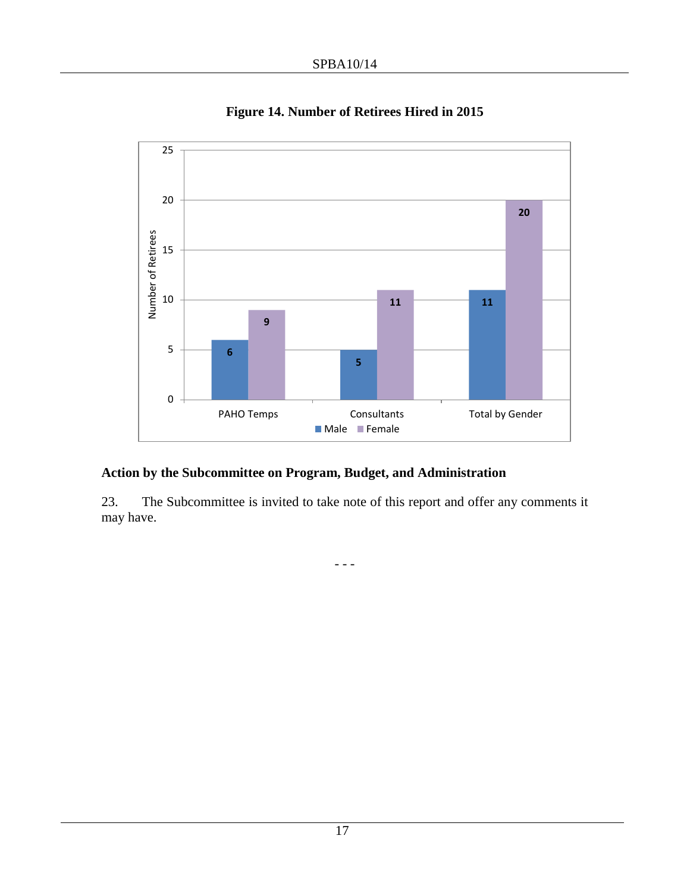**Figure 14. Number of Retirees Hired in 2015**

Number of Retirees

25
20
15
10
5
0

PAHO Temps: 6, 9
Consultants: 5, 11
Total by Gender: 11, 20

Male
Female

## Action by the Subcommittee on Program, Budget, and Administration

23. The Subcommittee is invited to take note of this report and offer any comments it may have.

- - -